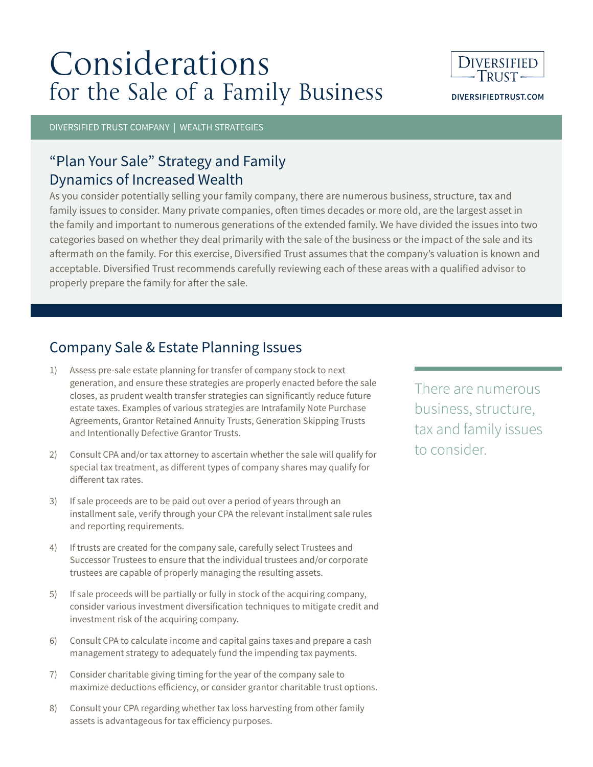# Considerations
## for the Sale of a Family Business

DIVERSIFIED TRUST
DIVERSIFIEDTRUST.COM

DIVERSIFIED TRUST COMPANY | WEALTH STRATEGIES

## "Plan Your Sale" Strategy and Family Dynamics of Increased Wealth

As you consider potentially selling your family company, there are numerous business, structure, tax and family issues to consider. Many private companies, often times decades or more old, are the largest asset in the family and important to numerous generations of the extended family. We have divided the issues into two categories based on whether they deal primarily with the sale of the business or the impact of the sale and its aftermath on the family. For this exercise, Diversified Trust assumes that the company's valuation is known and acceptable. Diversified Trust recommends carefully reviewing each of these areas with a qualified advisor to properly prepare the family for after the sale.

## Company Sale & Estate Planning Issues

1) Assess pre-sale estate planning for transfer of company stock to next generation, and ensure these strategies are properly enacted before the sale closes, as prudent wealth transfer strategies can significantly reduce future estate taxes. Examples of various strategies are Intrafamily Note Purchase Agreements, Grantor Retained Annuity Trusts, Generation Skipping Trusts and Intentionally Defective Grantor Trusts.

2) Consult CPA and/or tax attorney to ascertain whether the sale will qualify for special tax treatment, as different types of company shares may qualify for different tax rates.

3) If sale proceeds are to be paid out over a period of years through an installment sale, verify through your CPA the relevant installment sale rules and reporting requirements.

4) If trusts are created for the company sale, carefully select Trustees and Successor Trustees to ensure that the individual trustees and/or corporate trustees are capable of properly managing the resulting assets.

5) If sale proceeds will be partially or fully in stock of the acquiring company, consider various investment diversification techniques to mitigate credit and investment risk of the acquiring company.

6) Consult CPA to calculate income and capital gains taxes and prepare a cash management strategy to adequately fund the impending tax payments.

7) Consider charitable giving timing for the year of the company sale to maximize deductions efficiency, or consider grantor charitable trust options.

8) Consult your CPA regarding whether tax loss harvesting from other family assets is advantageous for tax efficiency purposes.

There are numerous business, structure, tax and family issues to consider.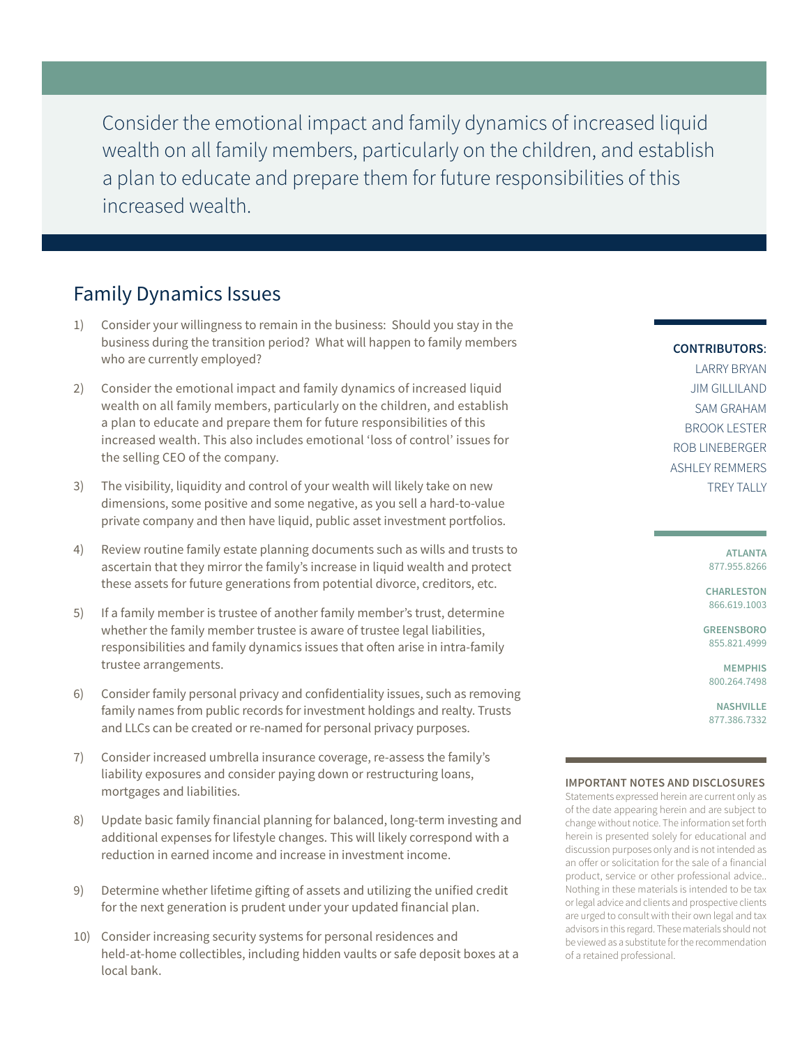> Consider the emotional impact and family dynamics of increased liquid wealth on all family members, particularly on the children, and establish a plan to educate and prepare them for future responsibilities of this increased wealth.

## Family Dynamics Issues

1) Consider your willingness to remain in the business: Should you stay in the business during the transition period? What will happen to family members who are currently employed?

2) Consider the emotional impact and family dynamics of increased liquid wealth on all family members, particularly on the children, and establish a plan to educate and prepare them for future responsibilities of this increased wealth. This also includes emotional 'loss of control' issues for the selling CEO of the company.

3) The visibility, liquidity and control of your wealth will likely take on new dimensions, some positive and some negative, as you sell a hard-to-value private company and then have liquid, public asset investment portfolios.

4) Review routine family estate planning documents such as wills and trusts to ascertain that they mirror the family's increase in liquid wealth and protect these assets for future generations from potential divorce, creditors, etc.

5) If a family member is trustee of another family member's trust, determine whether the family member trustee is aware of trustee legal liabilities, responsibilities and family dynamics issues that often arise in intra-family trustee arrangements.

6) Consider family personal privacy and confidentiality issues, such as removing family names from public records for investment holdings and realty. Trusts and LLCs can be created or re-named for personal privacy purposes.

7) Consider increased umbrella insurance coverage, re-assess the family's liability exposures and consider paying down or restructuring loans, mortgages and liabilities.

8) Update basic family financial planning for balanced, long-term investing and additional expenses for lifestyle changes. This will likely correspond with a reduction in earned income and increase in investment income.

9) Determine whether lifetime gifting of assets and utilizing the unified credit for the next generation is prudent under your updated financial plan.

10) Consider increasing security systems for personal residences and held-at-home collectibles, including hidden vaults or safe deposit boxes at a local bank.

**CONTRIBUTORS:**

LARRY BRYAN
JIM GILLILAND
SAM GRAHAM
BROOK LESTER
ROB LINEBERGER
ASHLEY REMMERS
TREY TALLY

**ATLANTA**
877.955.8266

**CHARLESTON**
866.619.1003

**GREENSBORO**
855.821.4999

**MEMPHIS**
800.264.7498

**NASHVILLE**
877.386.7332

**IMPORTANT NOTES AND DISCLOSURES**

Statements expressed herein are current only as of the date appearing herein and are subject to change without notice. The information set forth herein is presented solely for educational and discussion purposes only and is not intended as an offer or solicitation for the sale of a financial product, service or other professional advice.. Nothing in these materials is intended to be tax or legal advice and clients and prospective clients are urged to consult with their own legal and tax advisors in this regard. These materials should not be viewed as a substitute for the recommendation of a retained professional.